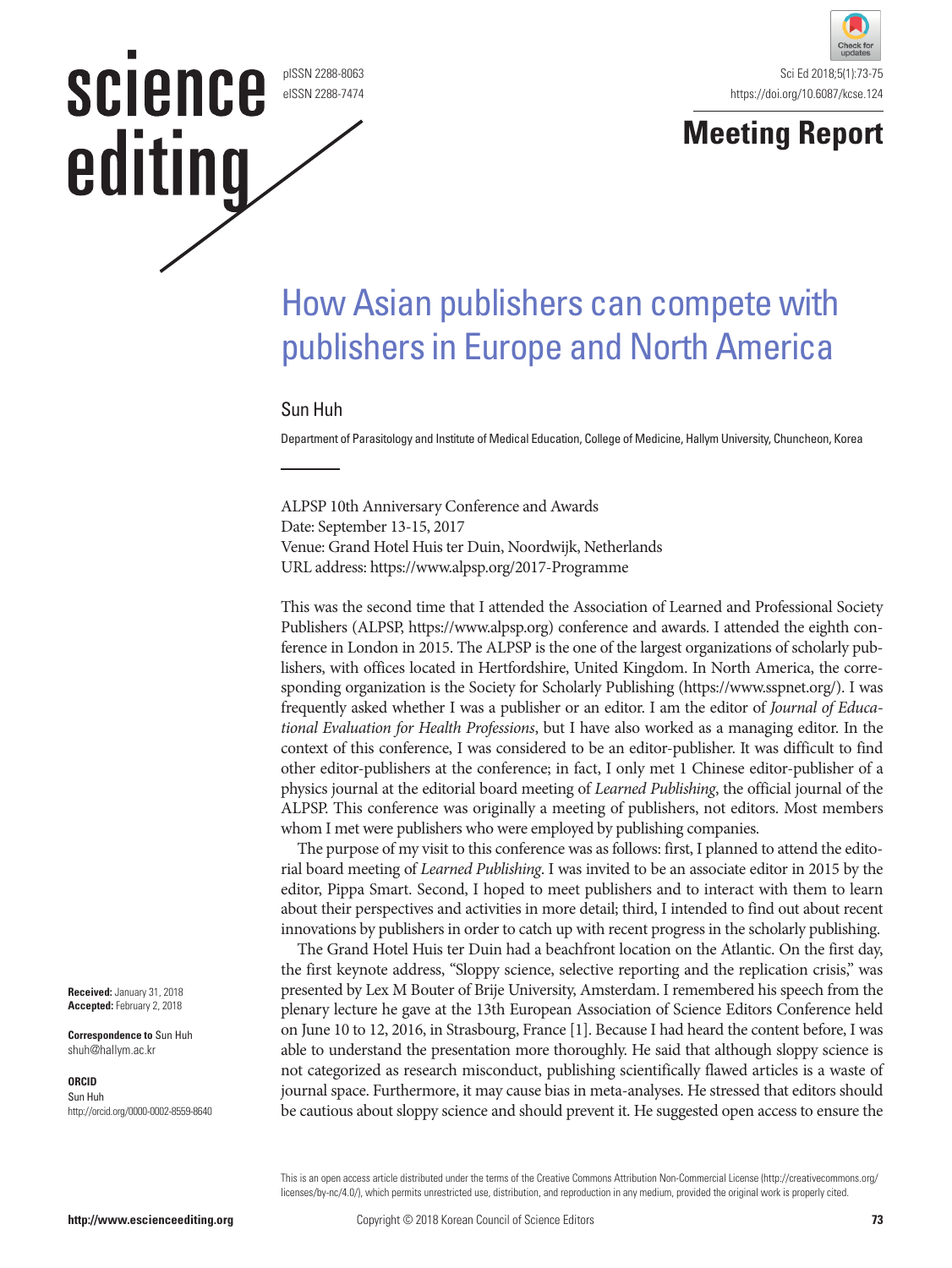# How Asian publishers can compete with publishers in Europe and North America

Sun Huh

Department of Parasitology and Institute of Medical Education, College of Medicine, Hallym University, Chuncheon, Korea

ALPSP 10th Anniversary Conference and Awards
Date: September 13-15, 2017
Venue: Grand Hotel Huis ter Duin, Noordwijk, Netherlands
URL address: https://www.alpsp.org/2017-Programme

This was the second time that I attended the Association of Learned and Professional Society Publishers (ALPSP, https://www.alpsp.org) conference and awards. I attended the eighth conference in London in 2015. The ALPSP is the one of the largest organizations of scholarly publishers, with offices located in Hertfordshire, United Kingdom. In North America, the corresponding organization is the Society for Scholarly Publishing (https://www.sspnet.org/). I was frequently asked whether I was a publisher or an editor. I am the editor of *Journal of Educational Evaluation for Health Professions*, but I have also worked as a managing editor. In the context of this conference, I was considered to be an editor-publisher. It was difficult to find other editor-publishers at the conference; in fact, I only met 1 Chinese editor-publisher of a physics journal at the editorial board meeting of *Learned Publishing*, the official journal of the ALPSP. This conference was originally a meeting of publishers, not editors. Most members whom I met were publishers who were employed by publishing companies.

The purpose of my visit to this conference was as follows: first, I planned to attend the editorial board meeting of *Learned Publishing*. I was invited to be an associate editor in 2015 by the editor, Pippa Smart. Second, I hoped to meet publishers and to interact with them to learn about their perspectives and activities in more detail; third, I intended to find out about recent innovations by publishers in order to catch up with recent progress in the scholarly publishing.

The Grand Hotel Huis ter Duin had a beachfront location on the Atlantic. On the first day, the first keynote address, "Sloppy science, selective reporting and the replication crisis," was presented by Lex M Bouter of Brije University, Amsterdam. I remembered his speech from the plenary lecture he gave at the 13th European Association of Science Editors Conference held on June 10 to 12, 2016, in Strasbourg, France [1]. Because I had heard the content before, I was able to understand the presentation more thoroughly. He said that although sloppy science is not categorized as research misconduct, publishing scientifically flawed articles is a waste of journal space. Furthermore, it may cause bias in meta-analyses. He stressed that editors should be cautious about sloppy science and should prevent it. He suggested open access to ensure the

**Received:** January 31, 2018
**Accepted:** February 2, 2018

**Correspondence to** Sun Huh
shuh@hallym.ac.kr

**ORCID**
Sun Huh
http://orcid.org/0000-0002-8559-8640

This is an open access article distributed under the terms of the Creative Commons Attribution Non-Commercial License (http://creativecommons.org/licenses/by-nc/4.0/), which permits unrestricted use, distribution, and reproduction in any medium, provided the original work is properly cited.

Copyright © 2018 Korean Council of Science Editors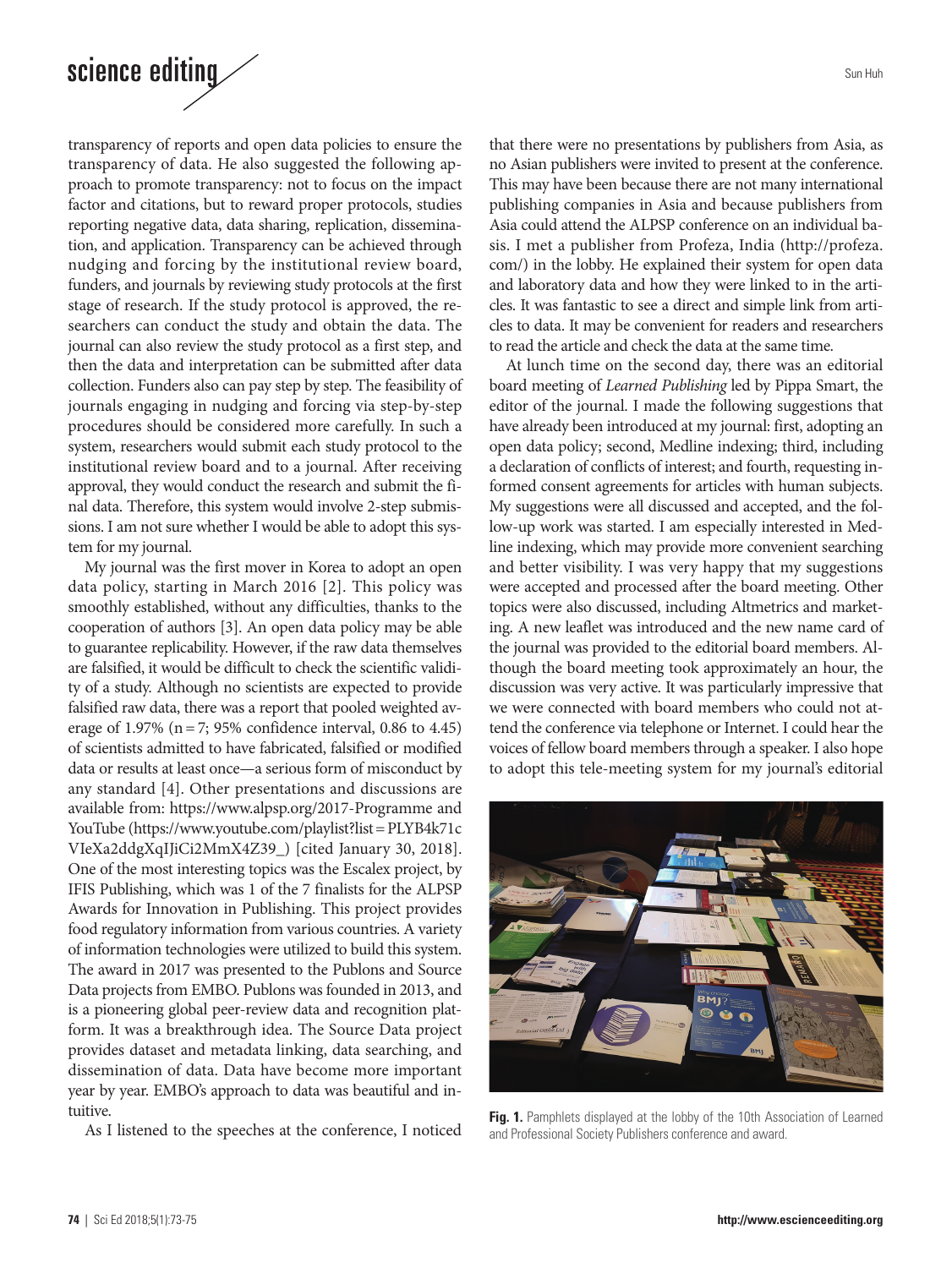transparency of reports and open data policies to ensure the transparency of data. He also suggested the following approach to promote transparency: not to focus on the impact factor and citations, but to reward proper protocols, studies reporting negative data, data sharing, replication, dissemination, and application. Transparency can be achieved through nudging and forcing by the institutional review board, funders, and journals by reviewing study protocols at the first stage of research. If the study protocol is approved, the researchers can conduct the study and obtain the data. The journal can also review the study protocol as a first step, and then the data and interpretation can be submitted after data collection. Funders also can pay step by step. The feasibility of journals engaging in nudging and forcing via step-by-step procedures should be considered more carefully. In such a system, researchers would submit each study protocol to the institutional review board and to a journal. After receiving approval, they would conduct the research and submit the final data. Therefore, this system would involve 2-step submissions. I am not sure whether I would be able to adopt this system for my journal.

My journal was the first mover in Korea to adopt an open data policy, starting in March 2016 [2]. This policy was smoothly established, without any difficulties, thanks to the cooperation of authors [3]. An open data policy may be able to guarantee replicability. However, if the raw data themselves are falsified, it would be difficult to check the scientific validity of a study. Although no scientists are expected to provide falsified raw data, there was a report that pooled weighted average of 1.97% (n = 7; 95% confidence interval, 0.86 to 4.45) of scientists admitted to have fabricated, falsified or modified data or results at least once—a serious form of misconduct by any standard [4]. Other presentations and discussions are available from: https://www.alpsp.org/2017-Programme and YouTube (https://www.youtube.com/playlist?list=PLYB4k71cVIeXa2ddgXqIJiCi2MmX4Z39_) [cited January 30, 2018]. One of the most interesting topics was the Escalex project, by IFIS Publishing, which was 1 of the 7 finalists for the ALPSP Awards for Innovation in Publishing. This project provides food regulatory information from various countries. A variety of information technologies were utilized to build this system. The award in 2017 was presented to the Publons and Source Data projects from EMBO. Publons was founded in 2013, and is a pioneering global peer-review data and recognition platform. It was a breakthrough idea. The Source Data project provides dataset and metadata linking, data searching, and dissemination of data. Data have become more important year by year. EMBO's approach to data was beautiful and intuitive.

As I listened to the speeches at the conference, I noticed that there were no presentations by publishers from Asia, as no Asian publishers were invited to present at the conference. This may have been because there are not many international publishing companies in Asia and because publishers from Asia could attend the ALPSP conference on an individual basis. I met a publisher from Profeza, India (http://profeza.com/) in the lobby. He explained their system for open data and laboratory data and how they were linked to in the articles. It was fantastic to see a direct and simple link from articles to data. It may be convenient for readers and researchers to read the article and check the data at the same time.

At lunch time on the second day, there was an editorial board meeting of *Learned Publishing* led by Pippa Smart, the editor of the journal. I made the following suggestions that have already been introduced at my journal: first, adopting an open data policy; second, Medline indexing; third, including a declaration of conflicts of interest; and fourth, requesting informed consent agreements for articles with human subjects. My suggestions were all discussed and accepted, and the follow-up work was started. I am especially interested in Medline indexing, which may provide more convenient searching and better visibility. I was very happy that my suggestions were accepted and processed after the board meeting. Other topics were also discussed, including Altmetrics and marketing. A new leaflet was introduced and the new name card of the journal was provided to the editorial board members. Although the board meeting took approximately an hour, the discussion was very active. It was particularly impressive that we were connected with board members who could not attend the conference via telephone or Internet. I could hear the voices of fellow board members through a speaker. I also hope to adopt this tele-meeting system for my journal's editorial

**Fig. 1.** Pamphlets displayed at the lobby of the 10th Association of Learned and Professional Society Publishers conference and award.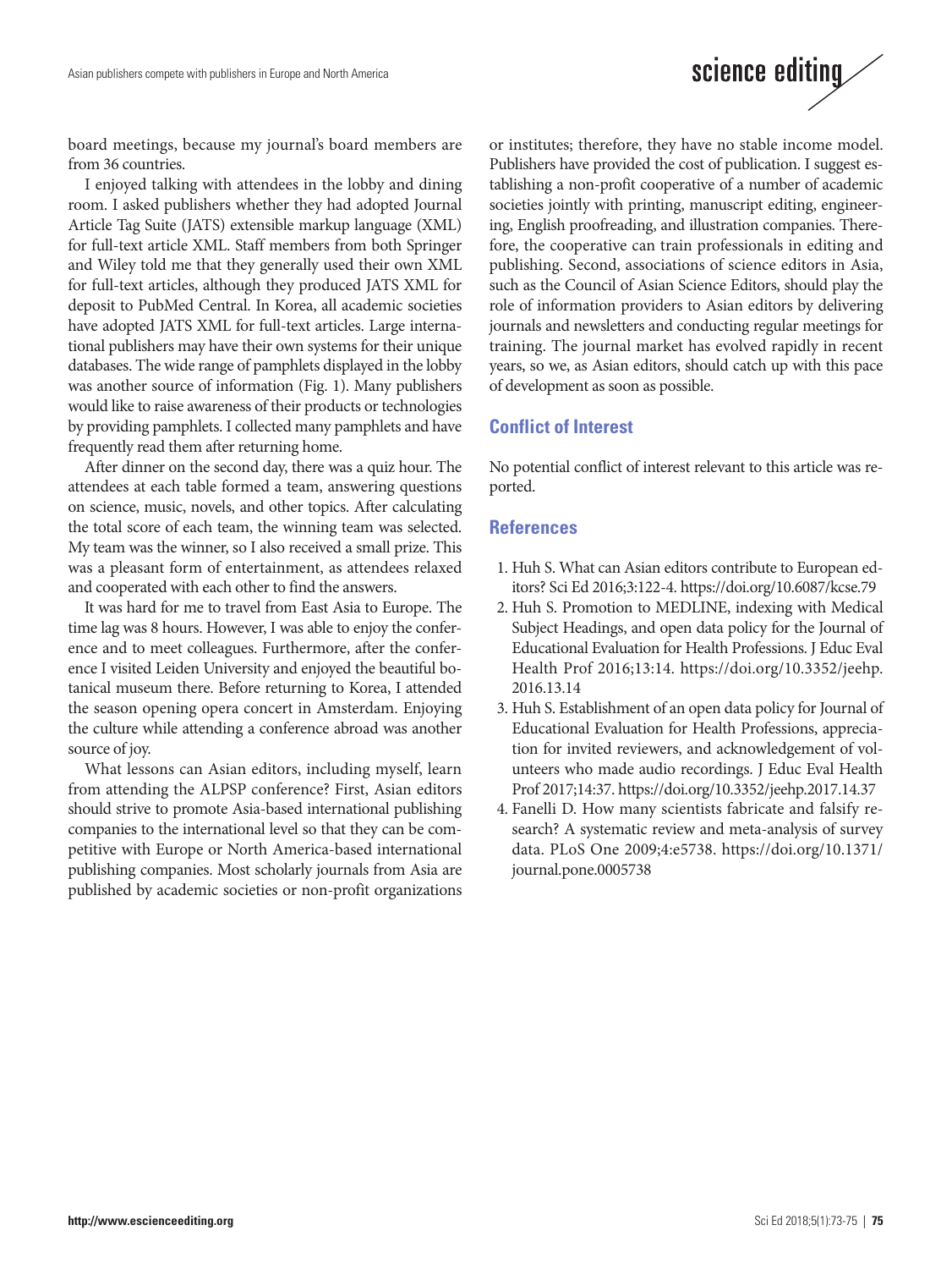board meetings, because my journal's board members are from 36 countries.

I enjoyed talking with attendees in the lobby and dining room. I asked publishers whether they had adopted Journal Article Tag Suite (JATS) extensible markup language (XML) for full-text article XML. Staff members from both Springer and Wiley told me that they generally used their own XML for full-text articles, although they produced JATS XML for deposit to PubMed Central. In Korea, all academic societies have adopted JATS XML for full-text articles. Large international publishers may have their own systems for their unique databases. The wide range of pamphlets displayed in the lobby was another source of information (Fig. 1). Many publishers would like to raise awareness of their products or technologies by providing pamphlets. I collected many pamphlets and have frequently read them after returning home.

After dinner on the second day, there was a quiz hour. The attendees at each table formed a team, answering questions on science, music, novels, and other topics. After calculating the total score of each team, the winning team was selected. My team was the winner, so I also received a small prize. This was a pleasant form of entertainment, as attendees relaxed and cooperated with each other to find the answers.

It was hard for me to travel from East Asia to Europe. The time lag was 8 hours. However, I was able to enjoy the conference and to meet colleagues. Furthermore, after the conference I visited Leiden University and enjoyed the beautiful botanical museum there. Before returning to Korea, I attended the season opening opera concert in Amsterdam. Enjoying the culture while attending a conference abroad was another source of joy.

What lessons can Asian editors, including myself, learn from attending the ALPSP conference? First, Asian editors should strive to promote Asia-based international publishing companies to the international level so that they can be competitive with Europe or North America-based international publishing companies. Most scholarly journals from Asia are published by academic societies or non-profit organizations or institutes; therefore, they have no stable income model. Publishers have provided the cost of publication. I suggest establishing a non-profit cooperative of a number of academic societies jointly with printing, manuscript editing, engineering, English proofreading, and illustration companies. Therefore, the cooperative can train professionals in editing and publishing. Second, associations of science editors in Asia, such as the Council of Asian Science Editors, should play the role of information providers to Asian editors by delivering journals and newsletters and conducting regular meetings for training. The journal market has evolved rapidly in recent years, so we, as Asian editors, should catch up with this pace of development as soon as possible.

## Conflict of Interest

No potential conflict of interest relevant to this article was reported.

## References

1. Huh S. What can Asian editors contribute to European editors? Sci Ed 2016;3:122-4. https://doi.org/10.6087/kcse.79
2. Huh S. Promotion to MEDLINE, indexing with Medical Subject Headings, and open data policy for the Journal of Educational Evaluation for Health Professions. J Educ Eval Health Prof 2016;13:14. https://doi.org/10.3352/jeehp.2016.13.14
3. Huh S. Establishment of an open data policy for Journal of Educational Evaluation for Health Professions, appreciation for invited reviewers, and acknowledgement of volunteers who made audio recordings. J Educ Eval Health Prof 2017;14:37. https://doi.org/10.3352/jeehp.2017.14.37
4. Fanelli D. How many scientists fabricate and falsify research? A systematic review and meta-analysis of survey data. PLoS One 2009;4:e5738. https://doi.org/10.1371/journal.pone.0005738